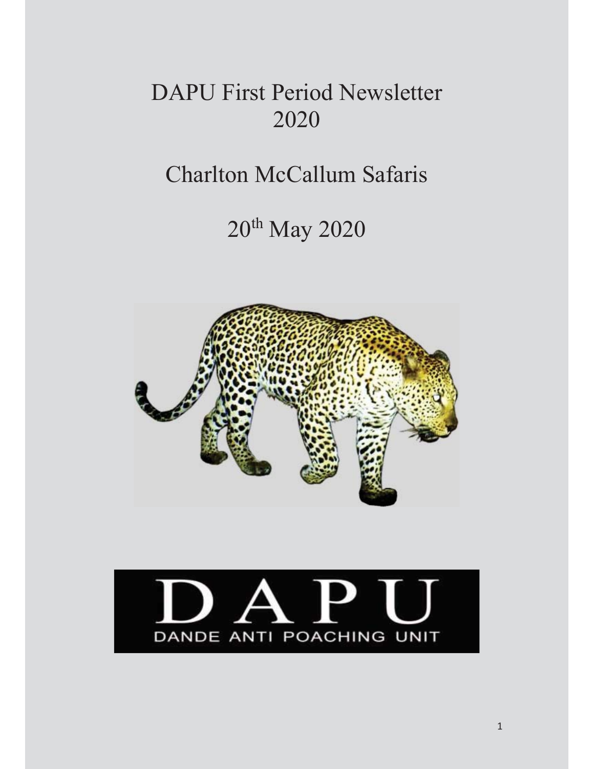# DAPU First Period Newsletter 2020

## Charlton McCallum Safaris

## 20th May 2020

DAPU

DANDE ANTI POACHING UNIT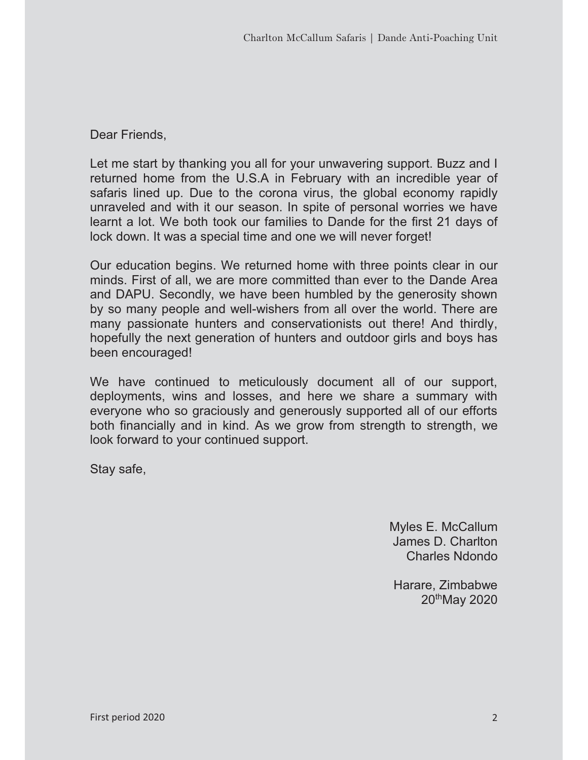Dear Friends,

Let me start by thanking you all for your unwavering support. Buzz and I returned home from the U.S.A in February with an incredible year of safaris lined up. Due to the corona virus, the global economy rapidly unraveled and with it our season. In spite of personal worries we have learnt a lot. We both took our families to Dande for the first 21 days of lock down. It was a special time and one we will never forget!

Our education begins. We returned home with three points clear in our minds. First of all, we are more committed than ever to the Dande Area and DAPU. Secondly, we have been humbled by the generosity shown by so many people and well-wishers from all over the world. There are many passionate hunters and conservationists out there! And thirdly, hopefully the next generation of hunters and outdoor girls and boys has been encouraged!

We have continued to meticulously document all of our support, deployments, wins and losses, and here we share a summary with everyone who so graciously and generously supported all of our efforts both financially and in kind. As we grow from strength to strength, we look forward to your continued support.

Stay safe,

Myles E. McCallum
James D. Charlton
Charles Ndondo

Harare, Zimbabwe
20th May 2020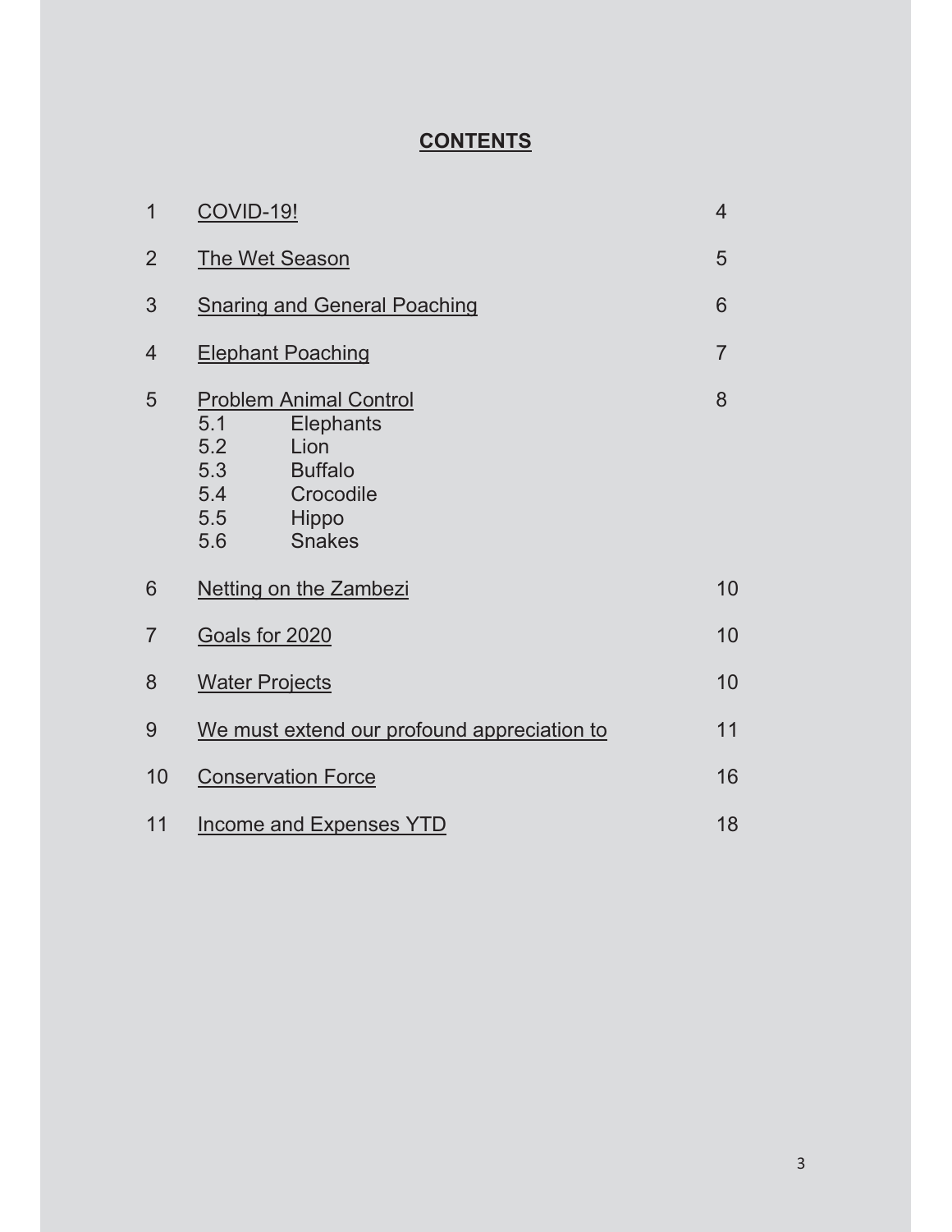# CONTENTS

| | | |
|---|---|---|
| 1 | COVID-19! | 4 |
| 2 | The Wet Season | 5 |
| 3 | Snaring and General Poaching | 6 |
| 4 | Elephant Poaching | 7 |
| 5 | Problem Animal Control | 8 |
| | 5.1 Elephants | |
| | 5.2 Lion | |
| | 5.3 Buffalo | |
| | 5.4 Crocodile | |
| | 5.5 Hippo | |
| | 5.6 Snakes | |
| 6 | Netting on the Zambezi | 10 |
| 7 | Goals for 2020 | 10 |
| 8 | Water Projects | 10 |
| 9 | We must extend our profound appreciation to | 11 |
| 10 | Conservation Force | 16 |
| 11 | Income and Expenses YTD | 18 |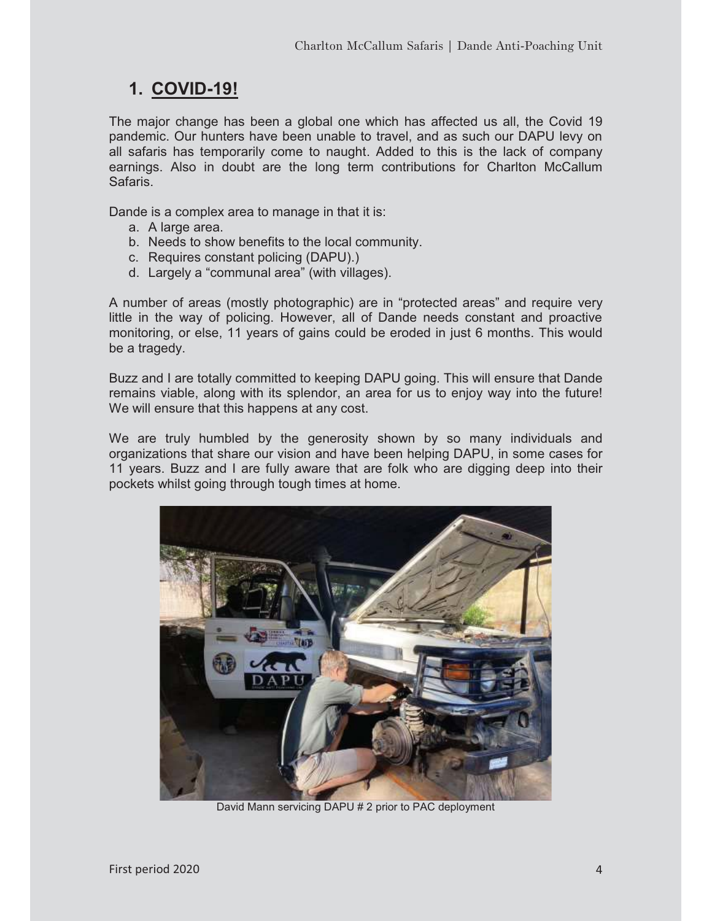# 1. COVID-19!

The major change has been a global one which has affected us all, the Covid 19 pandemic. Our hunters have been unable to travel, and as such our DAPU levy on all safaris has temporarily come to naught. Added to this is the lack of company earnings. Also in doubt are the long term contributions for Charlton McCallum Safaris.

Dande is a complex area to manage in that it is:

a. A large area.
b. Needs to show benefits to the local community.
c. Requires constant policing (DAPU).)
d. Largely a "communal area" (with villages).

A number of areas (mostly photographic) are in "protected areas" and require very little in the way of policing. However, all of Dande needs constant and proactive monitoring, or else, 11 years of gains could be eroded in just 6 months. This would be a tragedy.

Buzz and I are totally committed to keeping DAPU going. This will ensure that Dande remains viable, along with its splendor, an area for us to enjoy way into the future! We will ensure that this happens at any cost.

We are truly humbled by the generosity shown by so many individuals and organizations that share our vision and have been helping DAPU, in some cases for 11 years. Buzz and I are fully aware that are folk who are digging deep into their pockets whilst going through tough times at home.

David Mann servicing DAPU # 2 prior to PAC deployment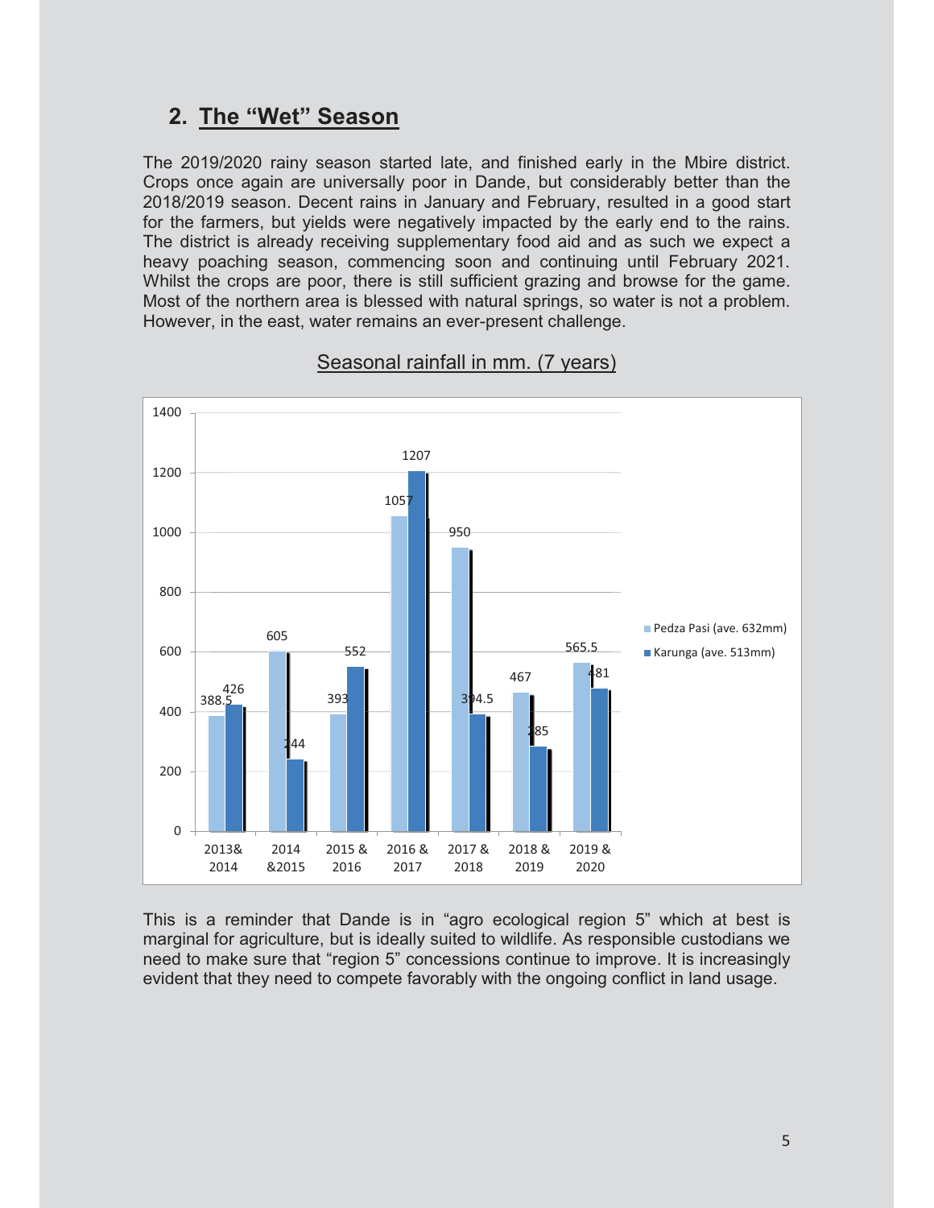## 2. The "Wet" Season

The 2019/2020 rainy season started late, and finished early in the Mbire district. Crops once again are universally poor in Dande, but considerably better than the 2018/2019 season. Decent rains in January and February, resulted in a good start for the farmers, but yields were negatively impacted by the early end to the rains. The district is already receiving supplementary food aid and as such we expect a heavy poaching season, commencing soon and continuing until February 2021. Whilst the crops are poor, there is still sufficient grazing and browse for the game. Most of the northern area is blessed with natural springs, so water is not a problem. However, in the east, water remains an ever-present challenge.

Seasonal rainfall in mm. (7 years)

| Season | Pedza Pasi (ave. 632mm) | Karunga (ave. 513mm) |
|---|---|---|
| 2013& 2014 | 388.5 | 426 |
| 2014 &2015 | 605 | 244 |
| 2015 & 2016 | 393 | 552 |
| 2016 & 2017 | 1057 | 1207 |
| 2017 & 2018 | 950 | 394.5 |
| 2018 & 2019 | 467 | 285 |
| 2019 & 2020 | 565.5 | 481 |

This is a reminder that Dande is in "agro ecological region 5" which at best is marginal for agriculture, but is ideally suited to wildlife. As responsible custodians we need to make sure that "region 5" concessions continue to improve. It is increasingly evident that they need to compete favorably with the ongoing conflict in land usage.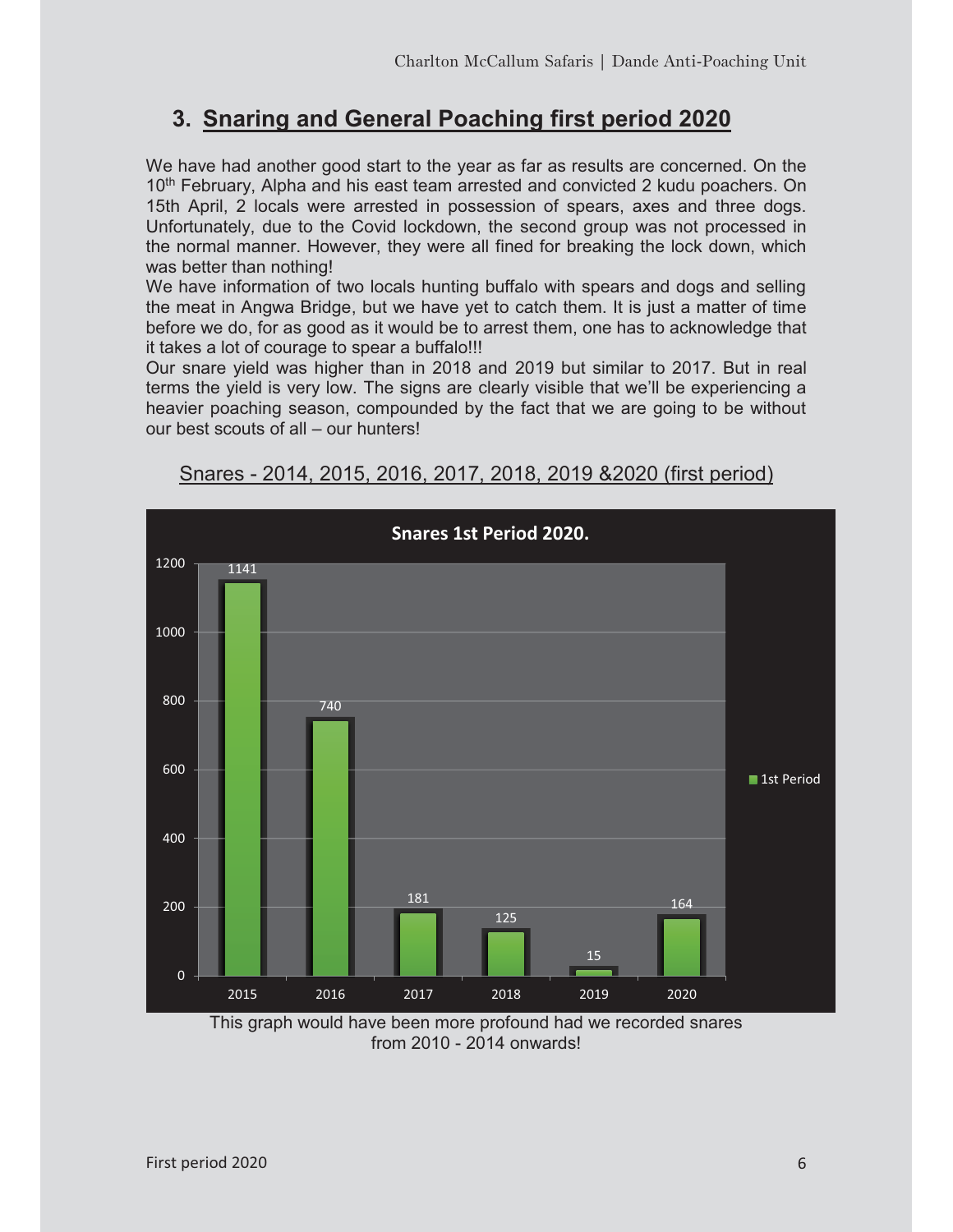## 3. Snaring and General Poaching first period 2020

We have had another good start to the year as far as results are concerned. On the 10th February, Alpha and his east team arrested and convicted 2 kudu poachers. On 15th April, 2 locals were arrested in possession of spears, axes and three dogs. Unfortunately, due to the Covid lockdown, the second group was not processed in the normal manner. However, they were all fined for breaking the lock down, which was better than nothing!

We have information of two locals hunting buffalo with spears and dogs and selling the meat in Angwa Bridge, but we have yet to catch them. It is just a matter of time before we do, for as good as it would be to arrest them, one has to acknowledge that it takes a lot of courage to spear a buffalo!!!

Our snare yield was higher than in 2018 and 2019 but similar to 2017. But in real terms the yield is very low. The signs are clearly visible that we'll be experiencing a heavier poaching season, compounded by the fact that we are going to be without our best scouts of all – our hunters!

Snares - 2014, 2015, 2016, 2017, 2018, 2019 &2020 (first period)

**Snares 1st Period 2020.**

| Year | 1st Period |
|---|---|
| 2015 | 1141 |
| 2016 | 740 |
| 2017 | 181 |
| 2018 | 125 |
| 2019 | 15 |
| 2020 | 164 |

This graph would have been more profound had we recorded snares from 2010 - 2014 onwards!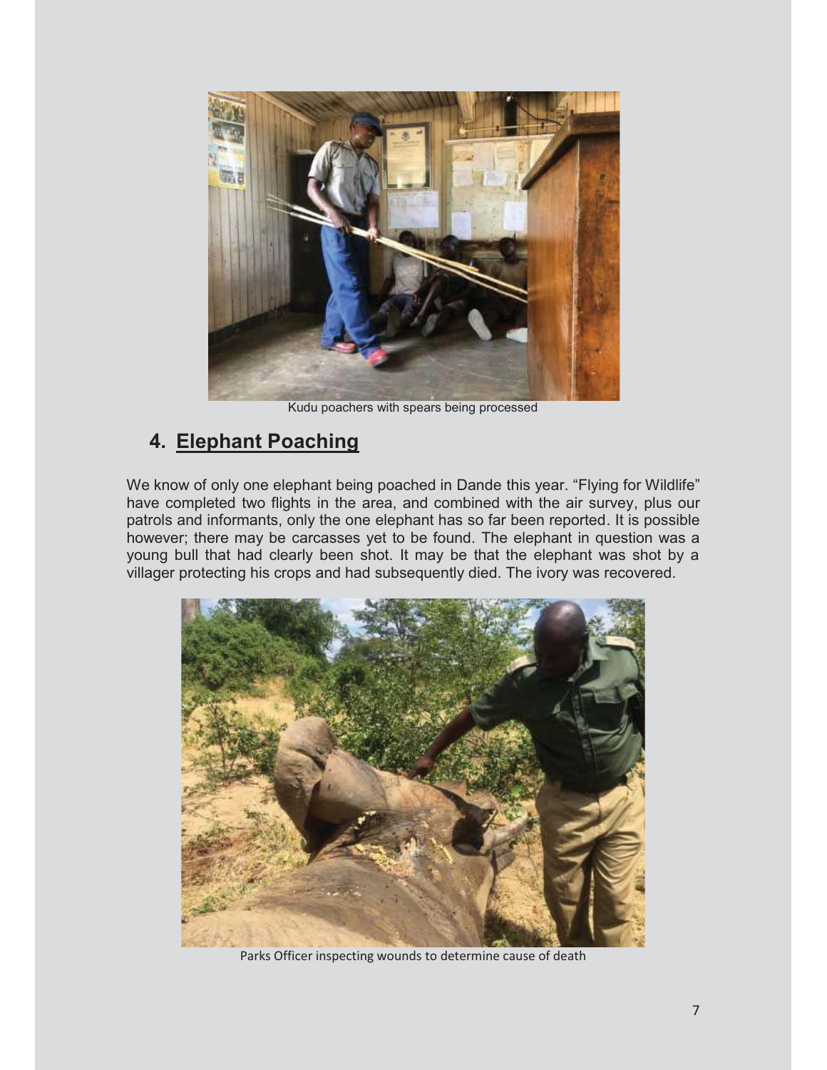Kudu poachers with spears being processed

## 4. Elephant Poaching

We know of only one elephant being poached in Dande this year. "Flying for Wildlife" have completed two flights in the area, and combined with the air survey, plus our patrols and informants, only the one elephant has so far been reported. It is possible however; there may be carcasses yet to be found. The elephant in question was a young bull that had clearly been shot. It may be that the elephant was shot by a villager protecting his crops and had subsequently died. The ivory was recovered.

Parks Officer inspecting wounds to determine cause of death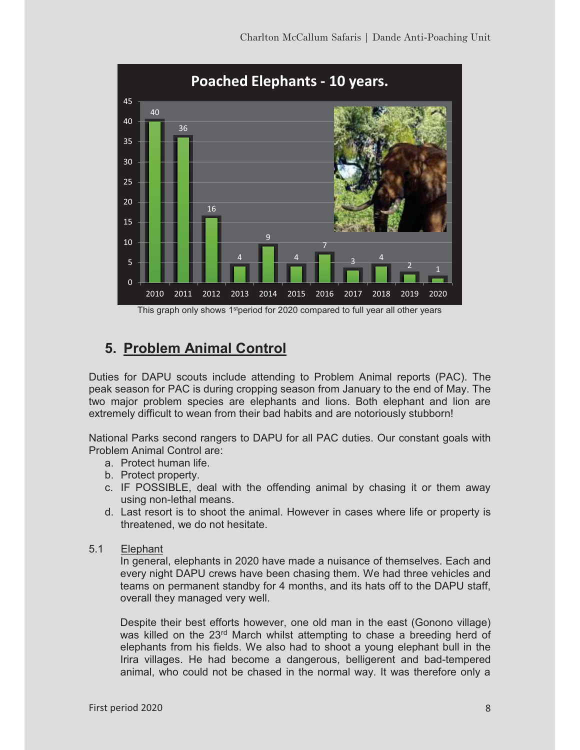**Poached Elephants - 10 years.**

| Year | Poached Elephants |
|---|---|
| 2010 | 40 |
| 2011 | 36 |
| 2012 | 16 |
| 2013 | 4 |
| 2014 | 9 |
| 2015 | 4 |
| 2016 | 7 |
| 2017 | 3 |
| 2018 | 4 |
| 2019 | 2 |
| 2020 | 1 |

This graph only shows 1st period for 2020 compared to full year all other years

## 5. Problem Animal Control

Duties for DAPU scouts include attending to Problem Animal reports (PAC). The peak season for PAC is during cropping season from January to the end of May. The two major problem species are elephants and lions. Both elephant and lion are extremely difficult to wean from their bad habits and are notoriously stubborn!

National Parks second rangers to DAPU for all PAC duties. Our constant goals with Problem Animal Control are:

a. Protect human life.
b. Protect property.
c. IF POSSIBLE, deal with the offending animal by chasing it or them away using non-lethal means.
d. Last resort is to shoot the animal. However in cases where life or property is threatened, we do not hesitate.

5.1 Elephant

In general, elephants in 2020 have made a nuisance of themselves. Each and every night DAPU crews have been chasing them. We had three vehicles and teams on permanent standby for 4 months, and its hats off to the DAPU staff, overall they managed very well.

Despite their best efforts however, one old man in the east (Gonono village) was killed on the 23rd March whilst attempting to chase a breeding herd of elephants from his fields. We also had to shoot a young elephant bull in the Irira villages. He had become a dangerous, belligerent and bad-tempered animal, who could not be chased in the normal way. It was therefore only a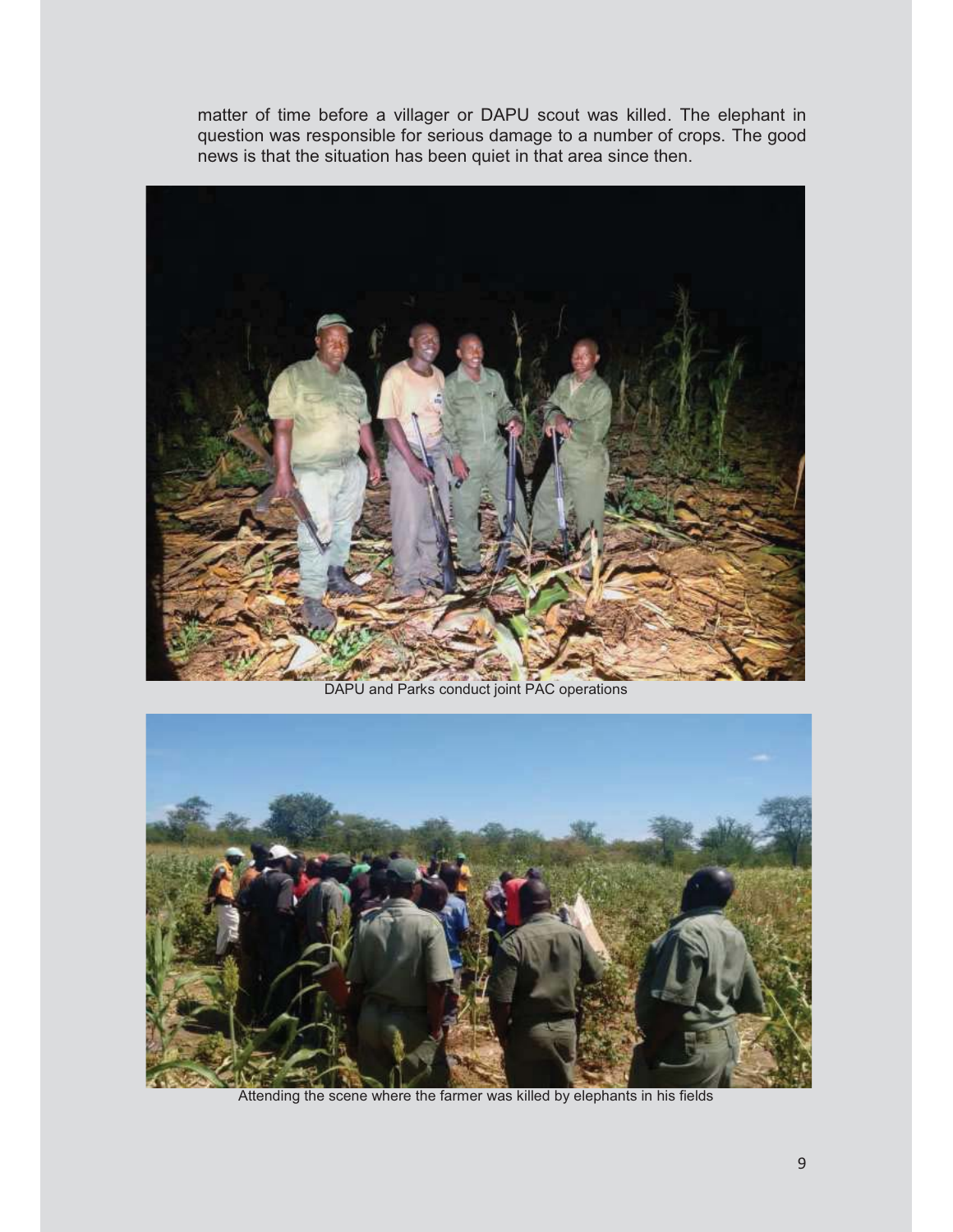matter of time before a villager or DAPU scout was killed. The elephant in question was responsible for serious damage to a number of crops. The good news is that the situation has been quiet in that area since then.

DAPU and Parks conduct joint PAC operations

Attending the scene where the farmer was killed by elephants in his fields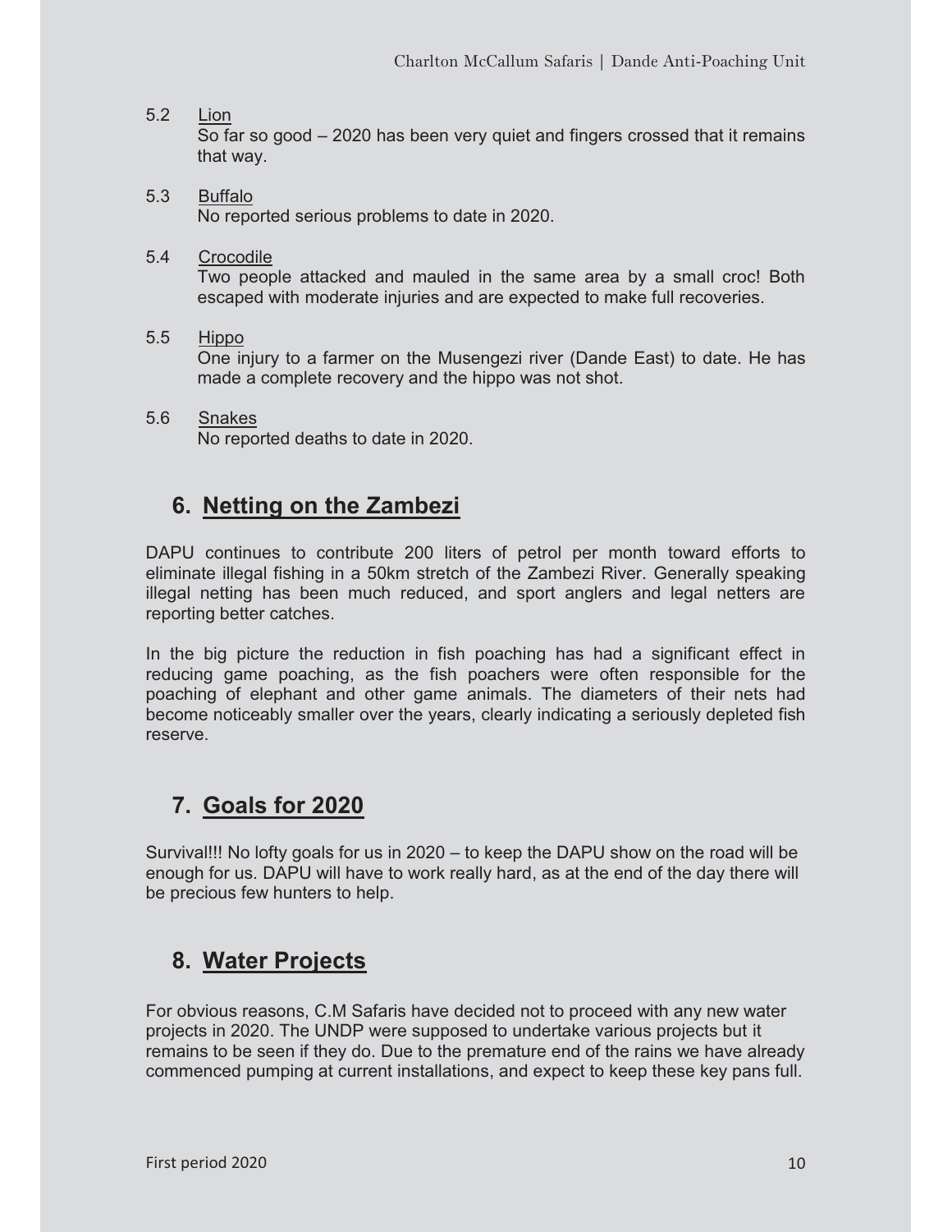5.2 Lion

So far so good – 2020 has been very quiet and fingers crossed that it remains that way.

5.3 Buffalo

No reported serious problems to date in 2020.

5.4 Crocodile

Two people attacked and mauled in the same area by a small croc! Both escaped with moderate injuries and are expected to make full recoveries.

5.5 Hippo

One injury to a farmer on the Musengezi river (Dande East) to date. He has made a complete recovery and the hippo was not shot.

5.6 Snakes

No reported deaths to date in 2020.

## 6. Netting on the Zambezi

DAPU continues to contribute 200 liters of petrol per month toward efforts to eliminate illegal fishing in a 50km stretch of the Zambezi River. Generally speaking illegal netting has been much reduced, and sport anglers and legal netters are reporting better catches.

In the big picture the reduction in fish poaching has had a significant effect in reducing game poaching, as the fish poachers were often responsible for the poaching of elephant and other game animals. The diameters of their nets had become noticeably smaller over the years, clearly indicating a seriously depleted fish reserve.

## 7. Goals for 2020

Survival!!! No lofty goals for us in 2020 – to keep the DAPU show on the road will be enough for us. DAPU will have to work really hard, as at the end of the day there will be precious few hunters to help.

## 8. Water Projects

For obvious reasons, C.M Safaris have decided not to proceed with any new water projects in 2020. The UNDP were supposed to undertake various projects but it remains to be seen if they do. Due to the premature end of the rains we have already commenced pumping at current installations, and expect to keep these key pans full.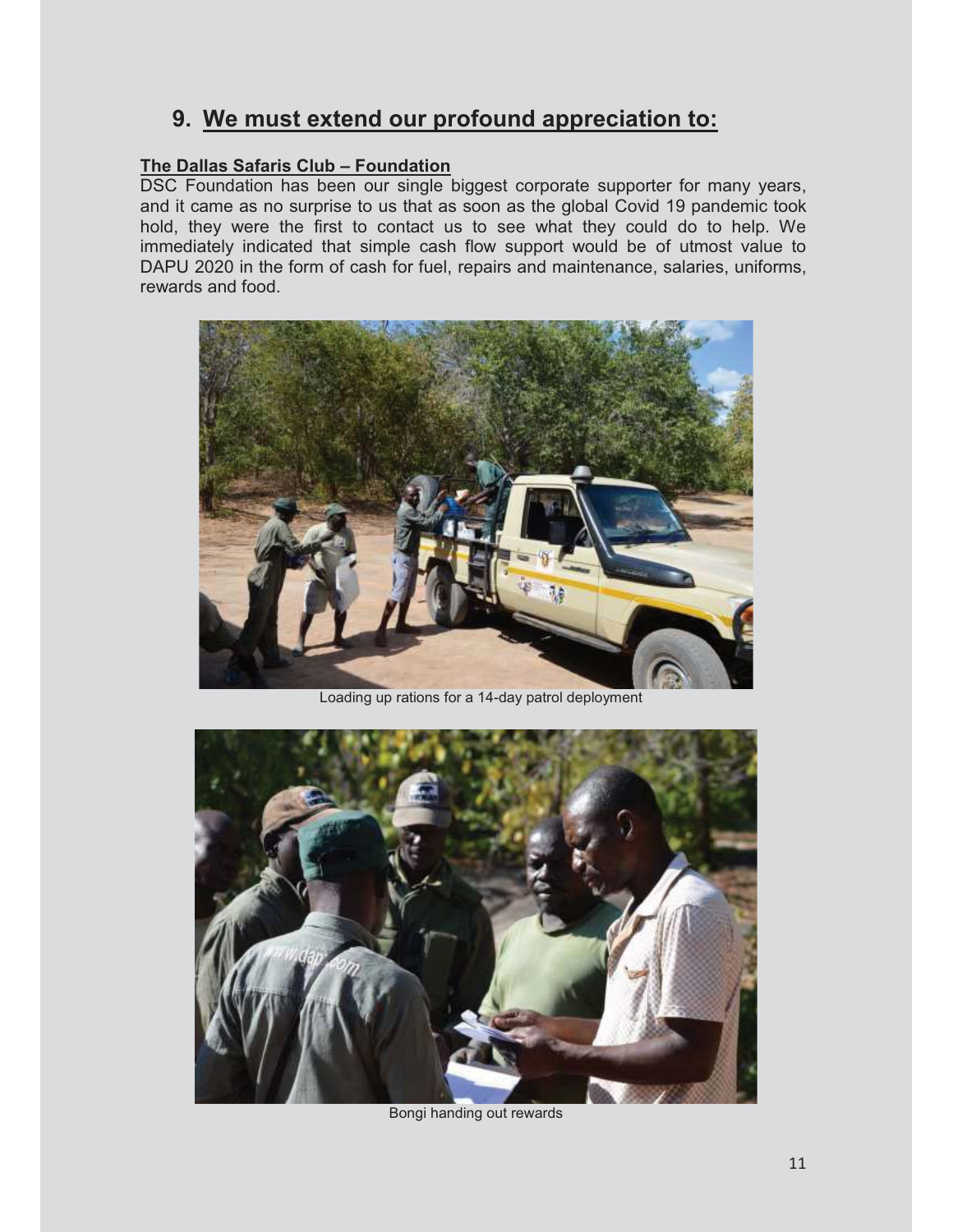## 9. We must extend our profound appreciation to:

**The Dallas Safaris Club – Foundation**

DSC Foundation has been our single biggest corporate supporter for many years, and it came as no surprise to us that as soon as the global Covid 19 pandemic took hold, they were the first to contact us to see what they could do to help. We immediately indicated that simple cash flow support would be of utmost value to DAPU 2020 in the form of cash for fuel, repairs and maintenance, salaries, uniforms, rewards and food.

Loading up rations for a 14-day patrol deployment

Bongi handing out rewards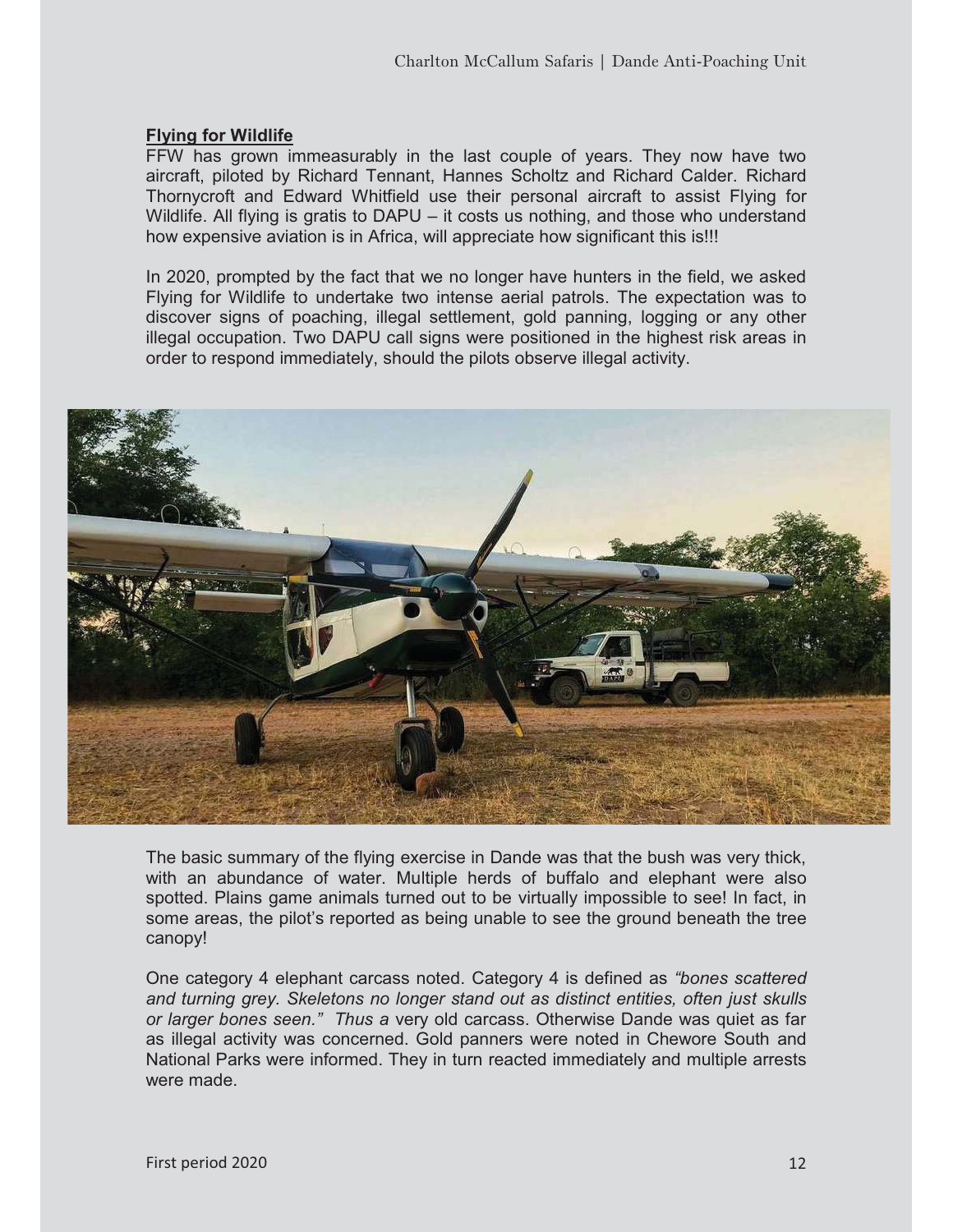**Flying for Wildlife**

FFW has grown immeasurably in the last couple of years. They now have two aircraft, piloted by Richard Tennant, Hannes Scholtz and Richard Calder. Richard Thornycroft and Edward Whitfield use their personal aircraft to assist Flying for Wildlife. All flying is gratis to DAPU – it costs us nothing, and those who understand how expensive aviation is in Africa, will appreciate how significant this is!!!

In 2020, prompted by the fact that we no longer have hunters in the field, we asked Flying for Wildlife to undertake two intense aerial patrols. The expectation was to discover signs of poaching, illegal settlement, gold panning, logging or any other illegal occupation. Two DAPU call signs were positioned in the highest risk areas in order to respond immediately, should the pilots observe illegal activity.

The basic summary of the flying exercise in Dande was that the bush was very thick, with an abundance of water. Multiple herds of buffalo and elephant were also spotted. Plains game animals turned out to be virtually impossible to see! In fact, in some areas, the pilot's reported as being unable to see the ground beneath the tree canopy!

One category 4 elephant carcass noted. Category 4 is defined as *"bones scattered and turning grey. Skeletons no longer stand out as distinct entities, often just skulls or larger bones seen." Thus a* very old carcass. Otherwise Dande was quiet as far as illegal activity was concerned. Gold panners were noted in Chewore South and National Parks were informed. They in turn reacted immediately and multiple arrests were made.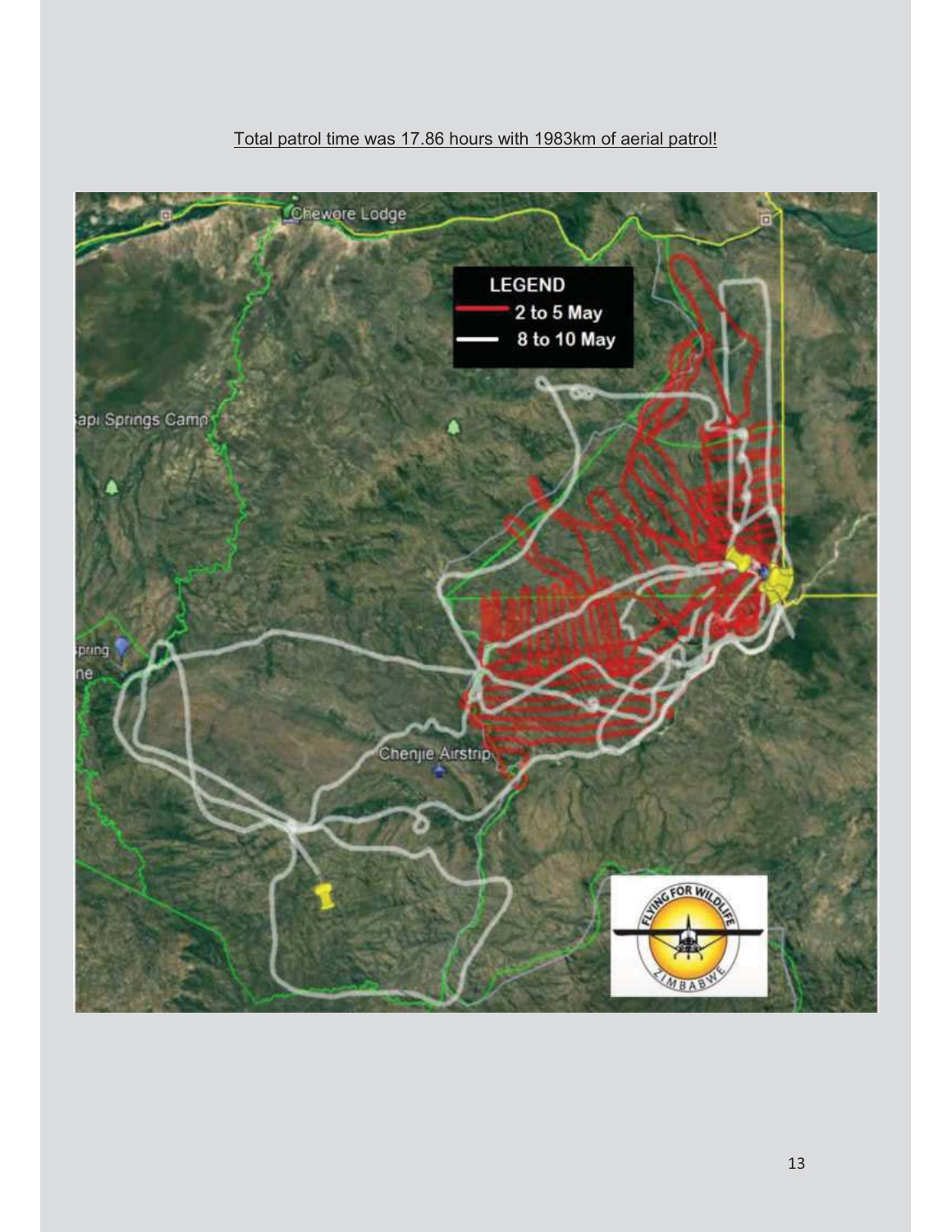Total patrol time was 17.86 hours with 1983km of aerial patrol!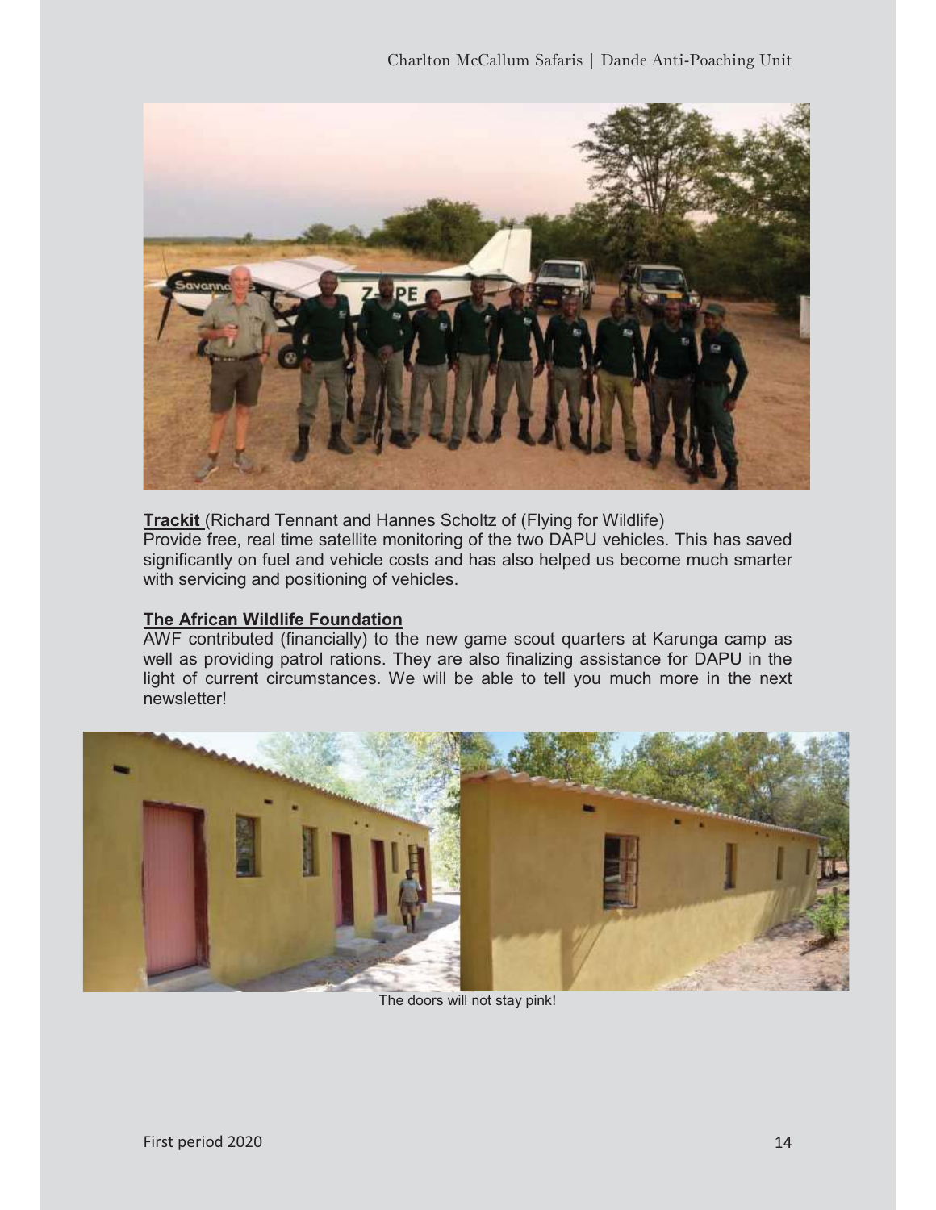**Trackit** (Richard Tennant and Hannes Scholtz of (Flying for Wildlife)
Provide free, real time satellite monitoring of the two DAPU vehicles. This has saved significantly on fuel and vehicle costs and has also helped us become much smarter with servicing and positioning of vehicles.

**The African Wildlife Foundation**
AWF contributed (financially) to the new game scout quarters at Karunga camp as well as providing patrol rations. They are also finalizing assistance for DAPU in the light of current circumstances. We will be able to tell you much more in the next newsletter!

The doors will not stay pink!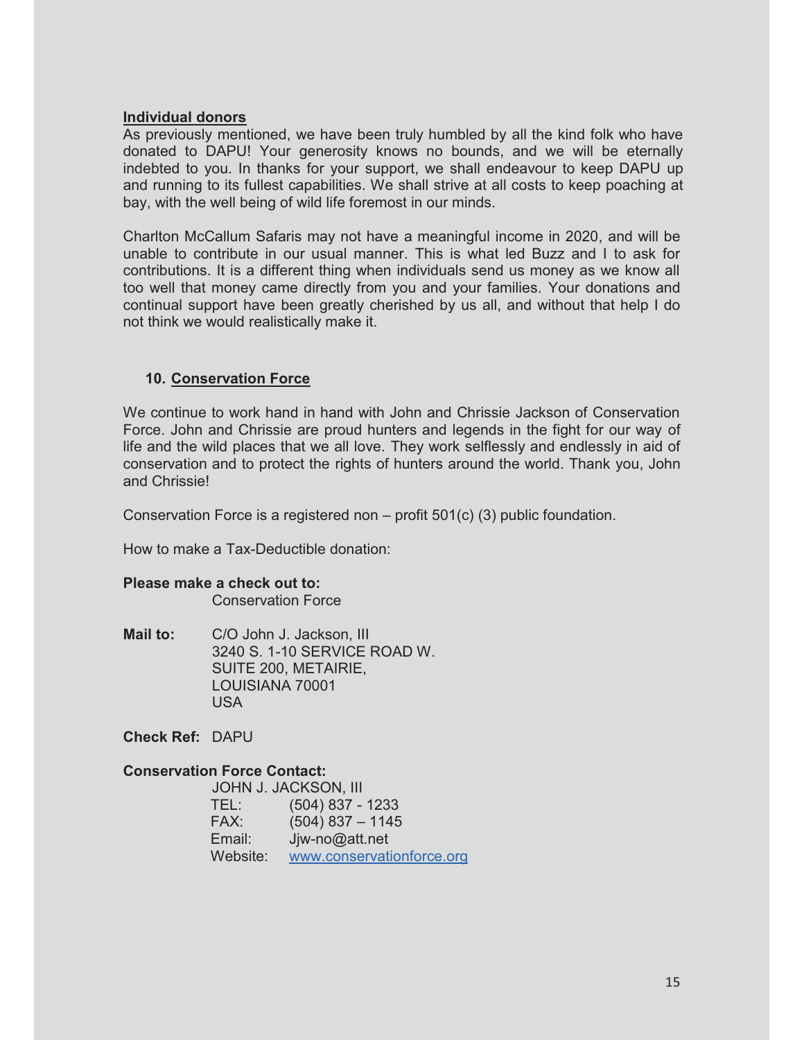**Individual donors**

As previously mentioned, we have been truly humbled by all the kind folk who have donated to DAPU! Your generosity knows no bounds, and we will be eternally indebted to you. In thanks for your support, we shall endeavour to keep DAPU up and running to its fullest capabilities. We shall strive at all costs to keep poaching at bay, with the well being of wild life foremost in our minds.

Charlton McCallum Safaris may not have a meaningful income in 2020, and will be unable to contribute in our usual manner. This is what led Buzz and I to ask for contributions. It is a different thing when individuals send us money as we know all too well that money came directly from you and your families. Your donations and continual support have been greatly cherished by us all, and without that help I do not think we would realistically make it.

## 10. Conservation Force

We continue to work hand in hand with John and Chrissie Jackson of Conservation Force. John and Chrissie are proud hunters and legends in the fight for our way of life and the wild places that we all love. They work selflessly and endlessly in aid of conservation and to protect the rights of hunters around the world. Thank you, John and Chrissie!

Conservation Force is a registered non – profit 501(c) (3) public foundation.

How to make a Tax-Deductible donation:

**Please make a check out to:**
Conservation Force

**Mail to:**
C/O John J. Jackson, III
3240 S. 1-10 SERVICE ROAD W.
SUITE 200, METAIRIE,
LOUISIANA 70001
USA

**Check Ref:** DAPU

**Conservation Force Contact:**
JOHN J. JACKSON, III
TEL: (504) 837 - 1233
FAX: (504) 837 – 1145
Email: Jjw-no@att.net
Website: www.conservationforce.org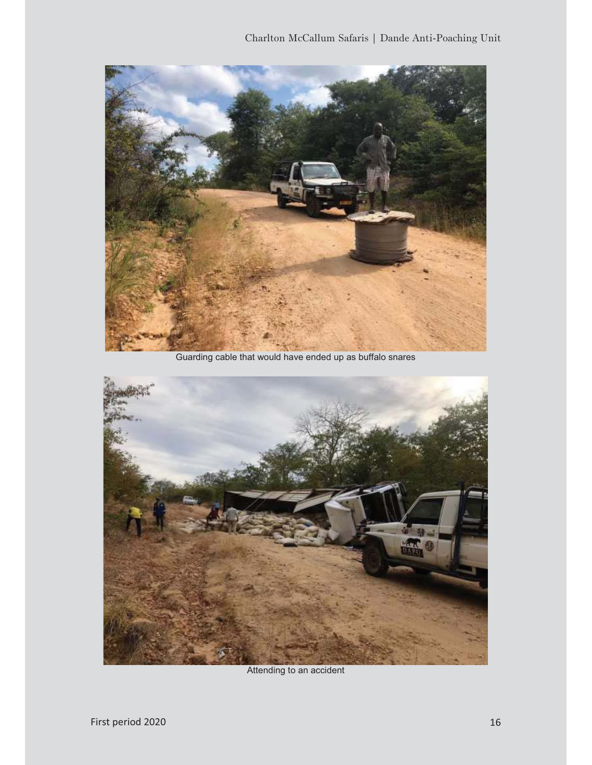Guarding cable that would have ended up as buffalo snares

Attending to an accident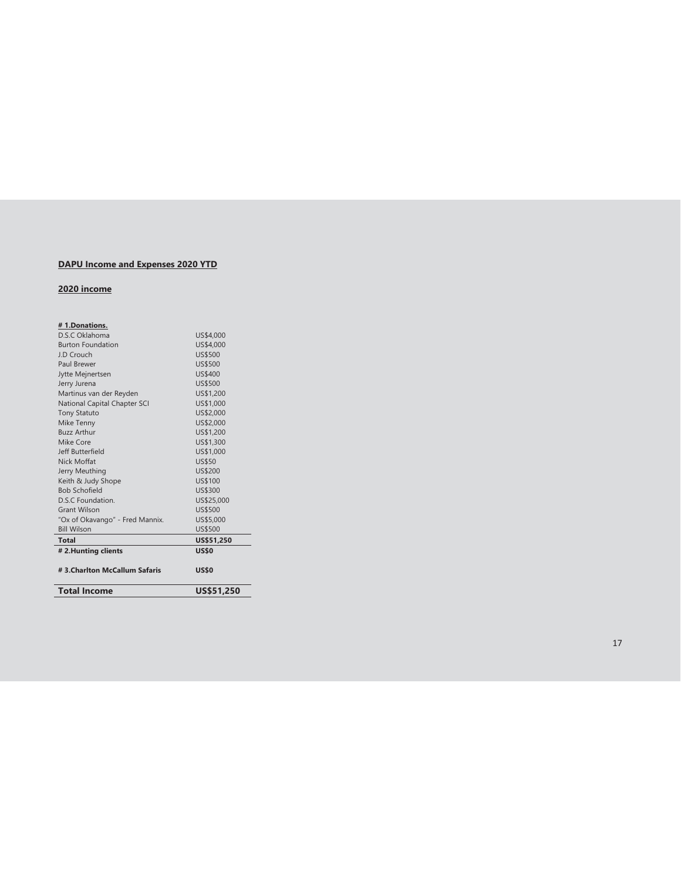## DAPU Income and Expenses 2020 YTD

### 2020 income

| # 1.Donations. | |
|---|---|
| D.S.C Oklahoma | US$4,000 |
| Burton Foundation | US$4,000 |
| J.D Crouch | US$500 |
| Paul Brewer | US$500 |
| Jytte Mejnertsen | US$400 |
| Jerry Jurena | US$500 |
| Martinus van der Reyden | US$1,200 |
| National Capital Chapter SCI | US$1,000 |
| Tony Statuto | US$2,000 |
| Mike Tenny | US$2,000 |
| Buzz Arthur | US$1,200 |
| Mike Core | US$1,300 |
| Jeff Butterfield | US$1,000 |
| Nick Moffat | US$50 |
| Jerry Meuthing | US$200 |
| Keith & Judy Shope | US$100 |
| Bob Schofield | US$300 |
| D.S.C Foundation. | US$25,000 |
| Grant Wilson | US$500 |
| "Ox of Okavango" - Fred Mannix. | US$5,000 |
| Bill Wilson | US$500 |
| **Total** | **US$51,250** |
| **# 2.Hunting clients** | **US$0** |
| **# 3.Charlton McCallum Safaris** | **US$0** |
| **Total Income** | **US$51,250** |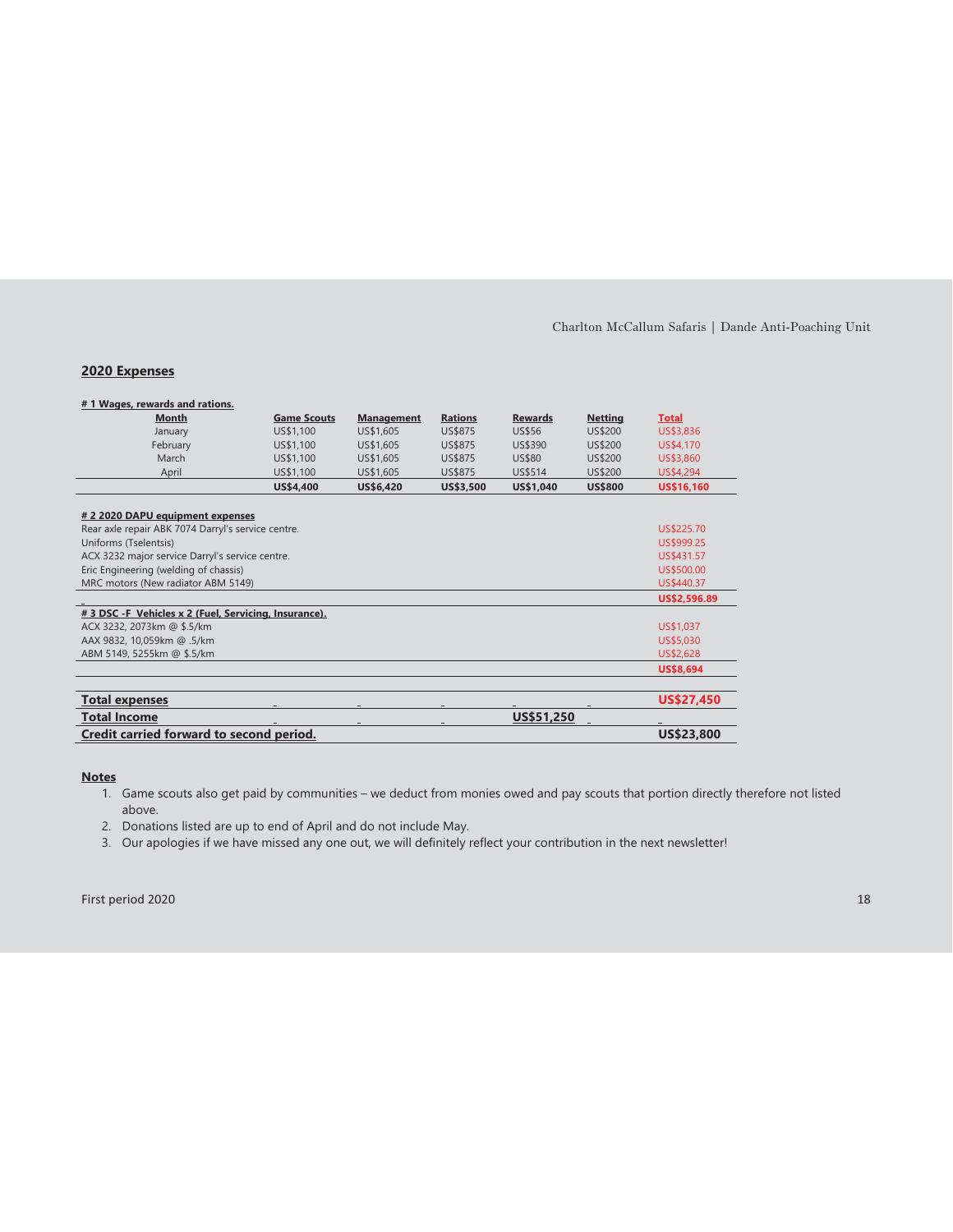## 2020 Expenses

**# 1 Wages, rewards and rations.**

| Month | Game Scouts | Management | Rations | Rewards | Netting | Total |
|---|---|---|---|---|---|---|
| January | US$1,100 | US$1,605 | US$875 | US$56 | US$200 | US$3,836 |
| February | US$1,100 | US$1,605 | US$875 | US$390 | US$200 | US$4,170 |
| March | US$1,100 | US$1,605 | US$875 | US$80 | US$200 | US$3,860 |
| April | US$1,100 | US$1,605 | US$875 | US$514 | US$200 | US$4,294 |
| | **US$4,400** | **US$6,420** | **US$3,500** | **US$1,040** | **US$800** | **US$16,160** |

**# 2 2020 DAPU equipment expenses**

| | |
|---|---|
| Rear axle repair ABK 7074 Darryl's service centre. | US$225.70 |
| Uniforms (Tselentsis) | US$999.25 |
| ACX 3232 major service Darryl's service centre. | US$431.57 |
| Eric Engineering (welding of chassis) | US$500.00 |
| MRC motors (New radiator ABM 5149) | US$440.37 |
| | **US$2,596.89** |

**# 3 DSC -F Vehicles x 2 (Fuel, Servicing, Insurance).**

| | |
|---|---|
| ACX 3232, 2073km @ $.5/km | US$1,037 |
| AAX 9832, 10,059km @ .5/km | US$5,030 |
| ABM 5149, 5255km @ $.5/km | US$2,628 |
| | **US$8,694** |

| | | |
|---|---|---|
| **Total expenses** | | **US$27,450** |
| **Total Income** | **US$51,250** | |
| **Credit carried forward to second period.** | | **US$23,800** |

### Notes

1. Game scouts also get paid by communities – we deduct from monies owed and pay scouts that portion directly therefore not listed above.
2. Donations listed are up to end of April and do not include May.
3. Our apologies if we have missed any one out, we will definitely reflect your contribution in the next newsletter!